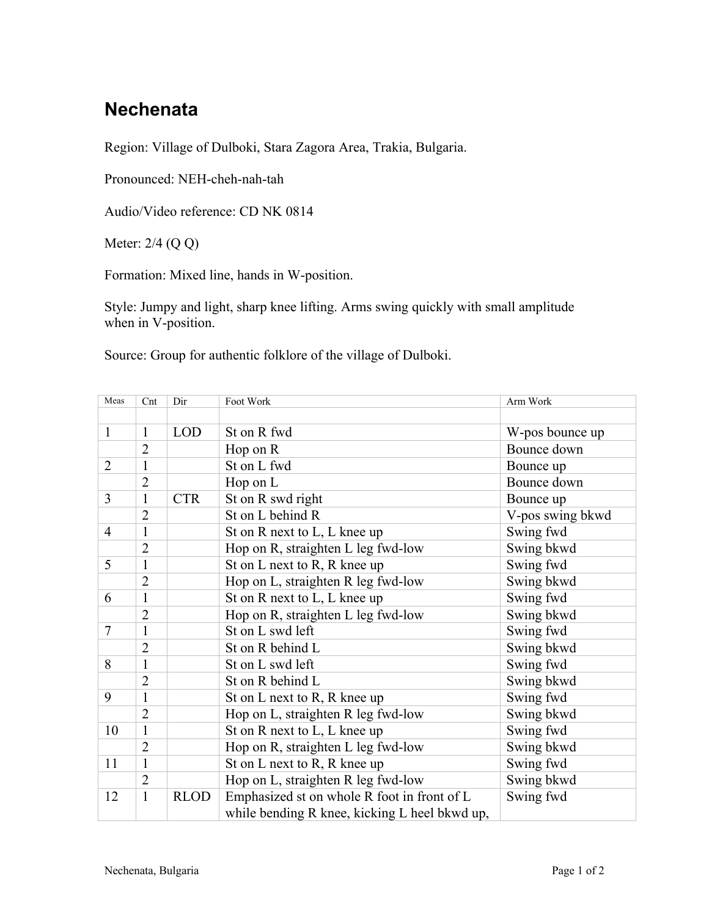# Nechenata

Region: Village of Dulboki, Stara Zagora Area, Trakia, Bulgaria.

Pronounced: NEH-cheh-nah-tah

Audio/Video reference: CD NK 0814

Meter: 2/4 (Q Q)

Formation: Mixed line, hands in W-position.

Style: Jumpy and light, sharp knee lifting. Arms swing quickly with small amplitude when in V-position.

Source: Group for authentic folklore of the village of Dulboki.

| Meas | Cnt | Dir | Foot Work | Arm Work |
|---|---|---|---|---|
| | | | | |
| 1 | 1 | LOD | St on R fwd | W-pos bounce up |
| | 2 | | Hop on R | Bounce down |
| 2 | 1 | | St on L fwd | Bounce up |
| | 2 | | Hop on L | Bounce down |
| 3 | 1 | CTR | St on R swd right | Bounce up |
| | 2 | | St on L behind R | V-pos swing bkwd |
| 4 | 1 | | St on R next to L, L knee up | Swing fwd |
| | 2 | | Hop on R, straighten L leg fwd-low | Swing bkwd |
| 5 | 1 | | St on L next to R, R knee up | Swing fwd |
| | 2 | | Hop on L, straighten R leg fwd-low | Swing bkwd |
| 6 | 1 | | St on R next to L, L knee up | Swing fwd |
| | 2 | | Hop on R, straighten L leg fwd-low | Swing bkwd |
| 7 | 1 | | St on L swd left | Swing fwd |
| | 2 | | St on R behind L | Swing bkwd |
| 8 | 1 | | St on L swd left | Swing fwd |
| | 2 | | St on R behind L | Swing bkwd |
| 9 | 1 | | St on L next to R, R knee up | Swing fwd |
| | 2 | | Hop on L, straighten R leg fwd-low | Swing bkwd |
| 10 | 1 | | St on R next to L, L knee up | Swing fwd |
| | 2 | | Hop on R, straighten L leg fwd-low | Swing bkwd |
| 11 | 1 | | St on L next to R, R knee up | Swing fwd |
| | 2 | | Hop on L, straighten R leg fwd-low | Swing bkwd |
| 12 | 1 | RLOD | Emphasized st on whole R foot in front of L while bending R knee, kicking L heel bkwd up, | Swing fwd |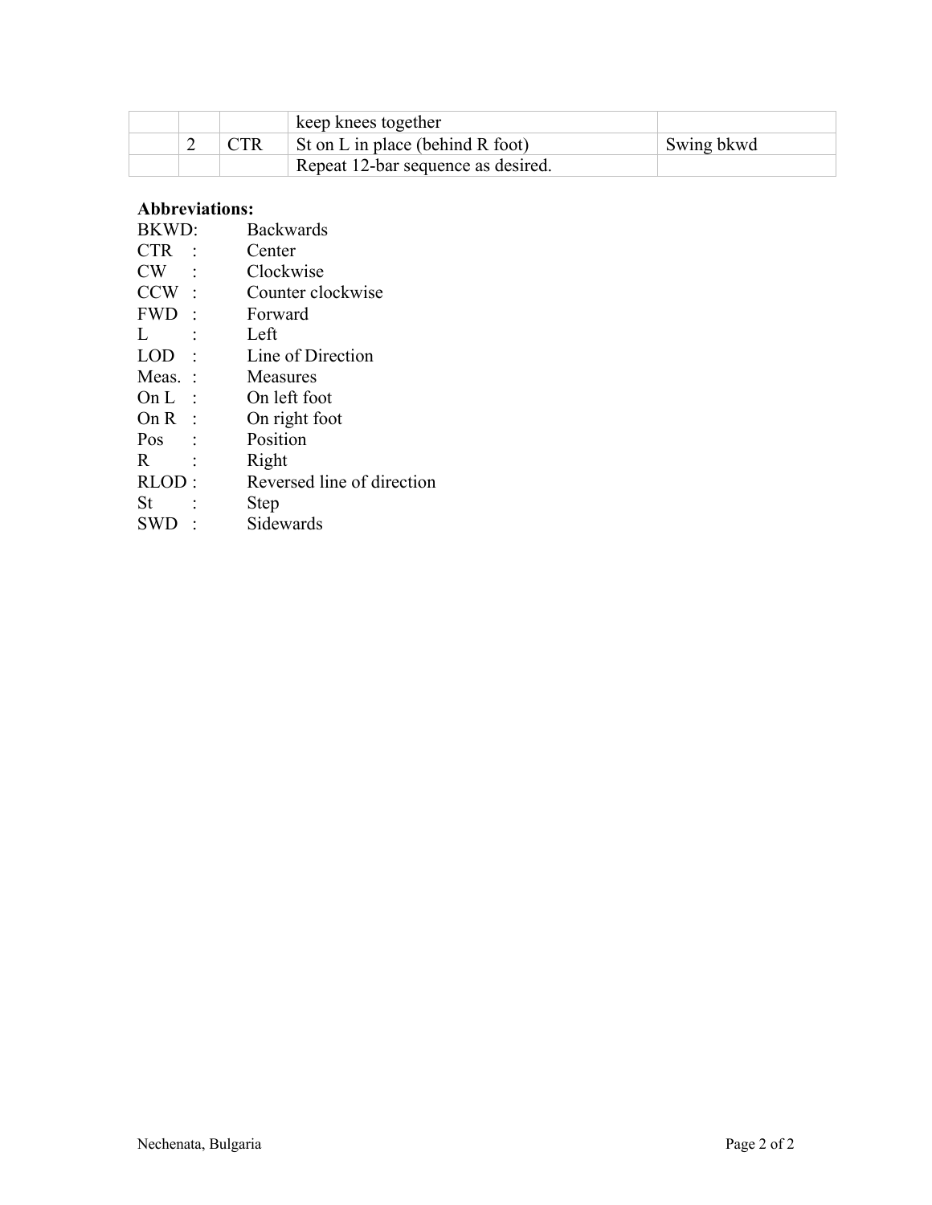| | | | | |
|---|---|---|---|---|
| | | | keep knees together | |
| | 2 | CTR | St on L in place (behind R foot) | Swing bkwd |
| | | | Repeat 12-bar sequence as desired. | |

**Abbreviations:**

BKWD: Backwards
CTR : Center
CW : Clockwise
CCW : Counter clockwise
FWD : Forward
L : Left
LOD : Line of Direction
Meas. : Measures
On L : On left foot
On R : On right foot
Pos : Position
R : Right
RLOD : Reversed line of direction
St : Step
SWD : Sidewards